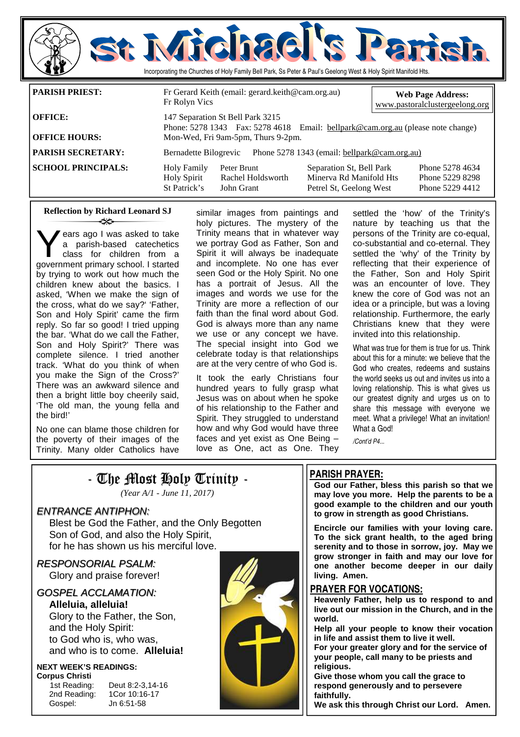# St Michael's Parish

Incorporating the Churches of Holy Family Bell Park, Ss Peter & Paul's Geelong West & Holy Spirit Manifold Hts.

| | | | |
|---|---|---|---|
| **PARISH PRIEST:** | Fr Gerard Keith (email: gerard.keith@cam.org.au) Fr Rolyn Vics | | **Web Page Address:** www.pastoralclustergeelong.org |
| **OFFICE:** | 147 Separation St Bell Park 3215 Phone: 5278 1343 Fax: 5278 4618 Email: bellpark@cam.org.au (please note change) | | |
| **OFFICE HOURS:** | Mon-Wed, Fri 9am-5pm, Thurs 9-2pm. | | |
| **PARISH SECRETARY:** | Bernadette Bilogrevic Phone 5278 1343 (email: bellpark@cam.org.au) | | |
| **SCHOOL PRINCIPALS:** | Holy Family — Peter Brunt | Separation St, Bell Park | Phone 5278 4634 |
| | Holy Spirit — Rachel Holdsworth | Minerva Rd Manifold Hts | Phone 5229 8298 |
| | St Patrick's — John Grant | Petrel St, Geelong West | Phone 5229 4412 |

## Reflection by Richard Leonard SJ

Years ago I was asked to take a parish-based catechetics class for children from a government primary school. I started by trying to work out how much the children knew about the basics. I asked, 'When we make the sign of the cross, what do we say?' 'Father, Son and Holy Spirit' came the firm reply. So far so good! I tried upping the bar. 'What do we call the Father, Son and Holy Spirit?' There was complete silence. I tried another track. 'What do you think of when you make the Sign of the Cross?' There was an awkward silence and then a bright little boy cheerily said, 'The old man, the young fella and the bird!'

No one can blame those children for the poverty of their images of the Trinity. Many older Catholics have similar images from paintings and holy pictures. The mystery of the Trinity means that in whatever way we portray God as Father, Son and Spirit it will always be inadequate and incomplete. No one has ever seen God or the Holy Spirit. No one has a portrait of Jesus. All the images and words we use for the Trinity are more a reflection of our faith than the final word about God. God is always more than any name we use or any concept we have. The special insight into God we celebrate today is that relationships are at the very centre of who God is.

It took the early Christians four hundred years to fully grasp what Jesus was on about when he spoke of his relationship to the Father and Spirit. They struggled to understand how and why God would have three faces and yet exist as One Being – love as One, act as One. They settled the 'how' of the Trinity's nature by teaching us that the persons of the Trinity are co-equal, co-substantial and co-eternal. They settled the 'why' of the Trinity by reflecting that their experience of the Father, Son and Holy Spirit was an encounter of love. They knew the core of God was not an idea or a principle, but was a loving relationship. Furthermore, the early Christians knew that they were invited into this relationship.

What was true for them is true for us. Think about this for a minute: we believe that the God who creates, redeems and sustains the world seeks us out and invites us into a loving relationship. This is what gives us our greatest dignity and urges us on to share this message with everyone we meet. What a privilege! What an invitation! What a God!

*/Cont'd P4...*

## - The Most Holy Trinity -

*(Year A/1 - June 11, 2017)*

### *ENTRANCE ANTIPHON:*

Blest be God the Father, and the Only Begotten Son of God, and also the Holy Spirit, for he has shown us his merciful love.

### *RESPONSORIAL PSALM:*

Glory and praise forever!

### *GOSPEL ACCLAMATION:*

**Alleluia, alleluia!**
Glory to the Father, the Son,
and the Holy Spirit:
to God who is, who was,
and who is to come. **Alleluia!**

**NEXT WEEK'S READINGS:**
**Corpus Christi**

| | |
|---|---|
| 1st Reading: | Deut 8:2-3,14-16 |
| 2nd Reading: | 1Cor 10:16-17 |
| Gospel: | Jn 6:51-58 |

## PARISH PRAYER:

**God our Father, bless this parish so that we may love you more. Help the parents to be a good example to the children and our youth to grow in strength as good Christians.**

**Encircle our families with your loving care. To the sick grant health, to the aged bring serenity and to those in sorrow, joy. May we grow stronger in faith and may our love for one another become deeper in our daily living. Amen.**

## PRAYER FOR VOCATIONS:

**Heavenly Father, help us to respond to and live out our mission in the Church, and in the world.**
**Help all your people to know their vocation in life and assist them to live it well.**
**For your greater glory and for the service of your people, call many to be priests and religious.**
**Give those whom you call the grace to respond generously and to persevere faithfully.**
**We ask this through Christ our Lord. Amen.**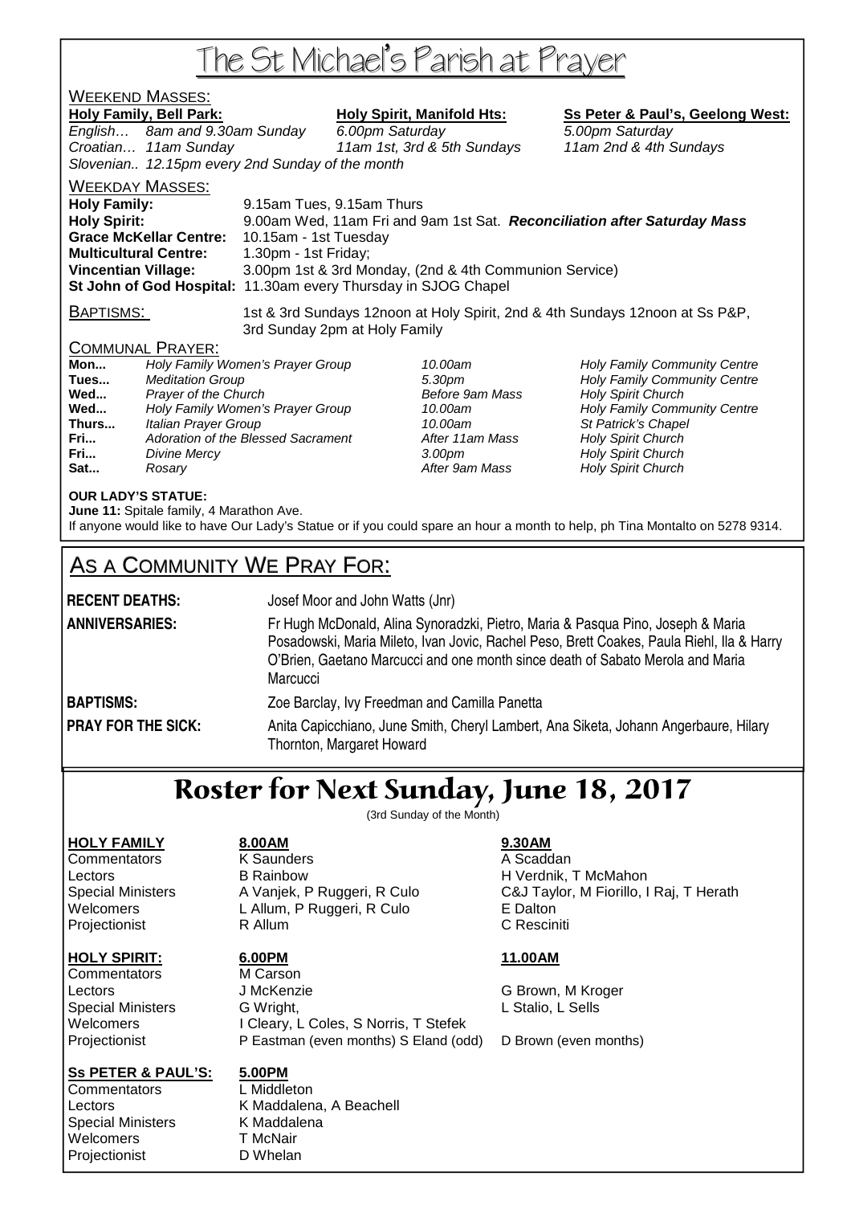# The St Michael's Parish at Prayer

## WEEKEND MASSES:

| Holy Family, Bell Park: | | Holy Spirit, Manifold Hts: | Ss Peter & Paul's, Geelong West: |
|---|---|---|---|
| *English…* | *8am and 9.30am Sunday* | *6.00pm Saturday* | *5.00pm Saturday* |
| *Croatian…* | *11am Sunday* | *11am 1st, 3rd & 5th Sundays* | *11am 2nd & 4th Sundays* |
| *Slovenian..* | *12.15pm every 2nd Sunday of the month* | | |

## WEEKDAY MASSES:

**Holy Family:** 9.15am Tues, 9.15am Thurs
**Holy Spirit:** 9.00am Wed, 11am Fri and 9am 1st Sat. ***Reconciliation after Saturday Mass***
**Grace McKellar Centre:** 10.15am - 1st Tuesday
**Multicultural Centre:** 1.30pm - 1st Friday;
**Vincentian Village:** 3.00pm 1st & 3rd Monday, (2nd & 4th Communion Service)
**St John of God Hospital:** 11.30am every Thursday in SJOG Chapel

## BAPTISMS:

1st & 3rd Sundays 12noon at Holy Spirit, 2nd & 4th Sundays 12noon at Ss P&P, 3rd Sunday 2pm at Holy Family

## COMMUNAL PRAYER:

| | | | |
|---|---|---|---|
| **Mon...** | *Holy Family Women's Prayer Group* | *10.00am* | *Holy Family Community Centre* |
| **Tues...** | *Meditation Group* | *5.30pm* | *Holy Family Community Centre* |
| **Wed...** | *Prayer of the Church* | *Before 9am Mass* | *Holy Spirit Church* |
| **Wed...** | *Holy Family Women's Prayer Group* | *10.00am* | *Holy Family Community Centre* |
| **Thurs...** | *Italian Prayer Group* | *10.00am* | *St Patrick's Chapel* |
| **Fri...** | *Adoration of the Blessed Sacrament* | *After 11am Mass* | *Holy Spirit Church* |
| **Fri...** | *Divine Mercy* | *3.00pm* | *Holy Spirit Church* |
| **Sat...** | *Rosary* | *After 9am Mass* | *Holy Spirit Church* |

**OUR LADY'S STATUE:**
**June 11:** Spitale family, 4 Marathon Ave.
If anyone would like to have Our Lady's Statue or if you could spare an hour a month to help, ph Tina Montalto on 5278 9314.

## AS A COMMUNITY WE PRAY FOR:

**RECENT DEATHS:** Josef Moor and John Watts (Jnr)

**ANNIVERSARIES:** Fr Hugh McDonald, Alina Synoradzki, Pietro, Maria & Pasqua Pino, Joseph & Maria Posadowski, Maria Mileto, Ivan Jovic, Rachel Peso, Brett Coakes, Paula Riehl, Ila & Harry O'Brien, Gaetano Marcucci and one month since death of Sabato Merola and Maria Marcucci

**BAPTISMS:** Zoe Barclay, Ivy Freedman and Camilla Panetta

**PRAY FOR THE SICK:** Anita Capicchiano, June Smith, Cheryl Lambert, Ana Siketa, Johann Angerbaure, Hilary Thornton, Margaret Howard

# Roster for Next Sunday, June 18, 2017

(3rd Sunday of the Month)

| **HOLY FAMILY** | **8.00AM** | **9.30AM** |
|---|---|---|
| Commentators | K Saunders | A Scaddan |
| Lectors | B Rainbow | H Verdnik, T McMahon |
| Special Ministers | A Vanjek, P Ruggeri, R Culo | C&J Taylor, M Fiorillo, I Raj, T Herath |
| Welcomers | L Allum, P Ruggeri, R Culo | E Dalton |
| Projectionist | R Allum | C Resciniti |

| **HOLY SPIRIT:** | **6.00PM** | **11.00AM** |
|---|---|---|
| Commentators | M Carson | |
| Lectors | J McKenzie | G Brown, M Kroger |
| Special Ministers | G Wright, | L Stalio, L Sells |
| Welcomers | I Cleary, L Coles, S Norris, T Stefek | |
| Projectionist | P Eastman (even months) S Eland (odd) | D Brown (even months) |

| **Ss PETER & PAUL'S:** | **5.00PM** |
|---|---|
| Commentators | L Middleton |
| Lectors | K Maddalena, A Beachell |
| Special Ministers | K Maddalena |
| Welcomers | T McNair |
| Projectionist | D Whelan |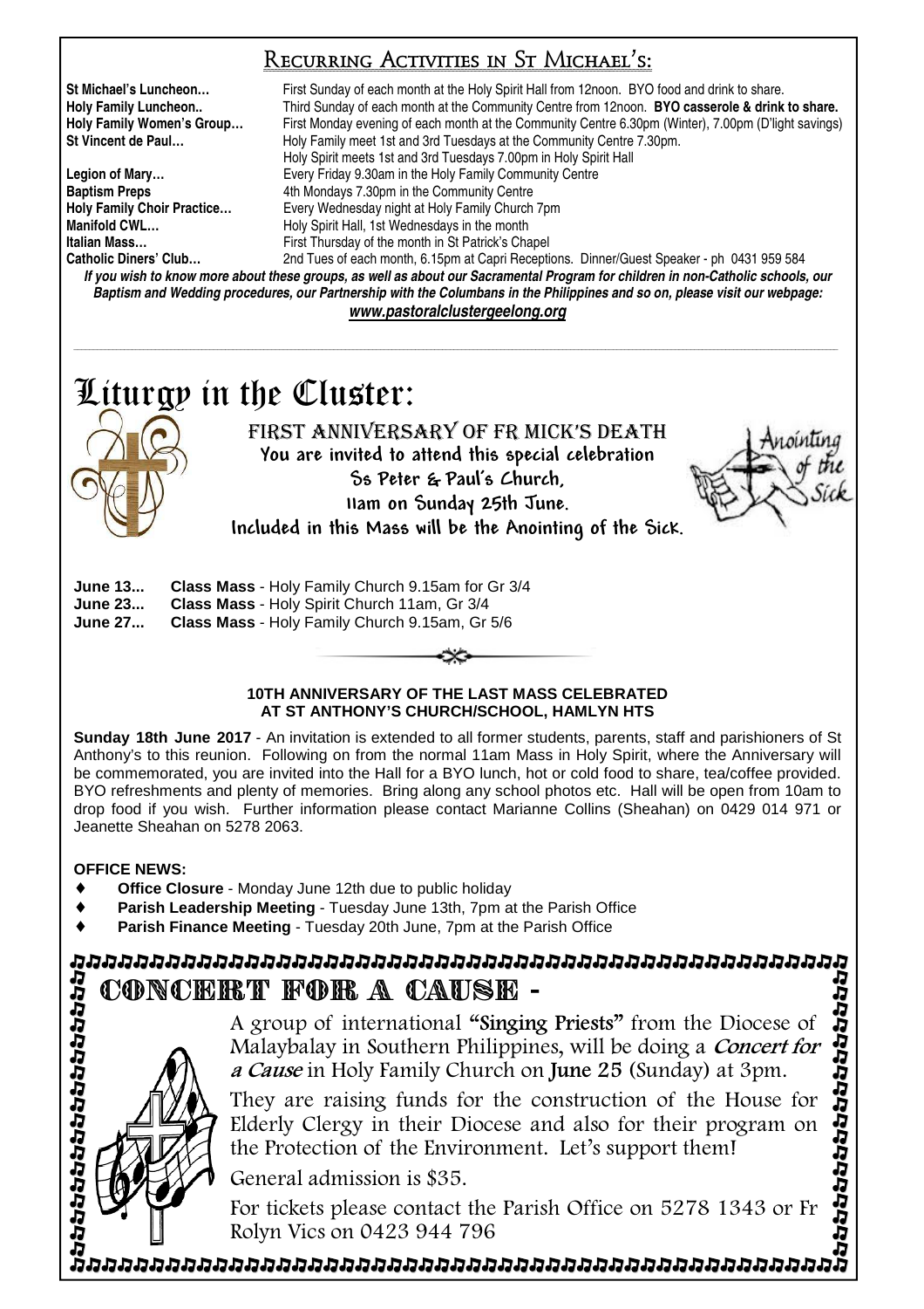## Recurring Activities in St Michael's:

| | |
|---|---|
| **St Michael's Luncheon…** | First Sunday of each month at the Holy Spirit Hall from 12noon. BYO food and drink to share. |
| **Holy Family Luncheon..** | Third Sunday of each month at the Community Centre from 12noon. **BYO casserole & drink to share.** |
| **Holy Family Women's Group…** | First Monday evening of each month at the Community Centre 6.30pm (Winter), 7.00pm (D'light savings) |
| **St Vincent de Paul…** | Holy Family meet 1st and 3rd Tuesdays at the Community Centre 7.30pm. Holy Spirit meets 1st and 3rd Tuesdays 7.00pm in Holy Spirit Hall |
| **Legion of Mary…** | Every Friday 9.30am in the Holy Family Community Centre |
| **Baptism Preps** | 4th Mondays 7.30pm in the Community Centre |
| **Holy Family Choir Practice…** | Every Wednesday night at Holy Family Church 7pm |
| **Manifold CWL…** | Holy Spirit Hall, 1st Wednesdays in the month |
| **Italian Mass…** | First Thursday of the month in St Patrick's Chapel |
| **Catholic Diners' Club…** | 2nd Tues of each month, 6.15pm at Capri Receptions. Dinner/Guest Speaker - ph 0431 959 584 |

***If you wish to know more about these groups, as well as about our Sacramental Program for children in non-Catholic schools, our Baptism and Wedding procedures, our Partnership with the Columbans in the Philippines and so on, please visit our webpage:***

***www.pastoralclustergeelong.org***

# Liturgy in the Cluster:

**FIRST ANNIVERSARY OF FR MICK'S DEATH**

**You are invited to attend this special celebration**

**Ss Peter & Paul's Church,**

**11am on Sunday 25th June.**

**Included in this Mass will be the Anointing of the Sick.**

Anointing of the Sick

**June 13...** **Class Mass** - Holy Family Church 9.15am for Gr 3/4
**June 23...** **Class Mass** - Holy Spirit Church 11am, Gr 3/4
**June 27...** **Class Mass** - Holy Family Church 9.15am, Gr 5/6

**10TH ANNIVERSARY OF THE LAST MASS CELEBRATED AT ST ANTHONY'S CHURCH/SCHOOL, HAMLYN HTS**

**Sunday 18th June 2017** - An invitation is extended to all former students, parents, staff and parishioners of St Anthony's to this reunion. Following on from the normal 11am Mass in Holy Spirit, where the Anniversary will be commemorated, you are invited into the Hall for a BYO lunch, hot or cold food to share, tea/coffee provided. BYO refreshments and plenty of memories. Bring along any school photos etc. Hall will be open from 10am to drop food if you wish. Further information please contact Marianne Collins (Sheahan) on 0429 014 971 or Jeanette Sheahan on 5278 2063.

**OFFICE NEWS:**

- **Office Closure** - Monday June 12th due to public holiday
- **Parish Leadership Meeting** - Tuesday June 13th, 7pm at the Parish Office
- **Parish Finance Meeting** - Tuesday 20th June, 7pm at the Parish Office

## CONCERT FOR A CAUSE -

A group of international **"Singing Priests"** from the Diocese of Malaybalay in Southern Philippines, will be doing a ***Concert for a Cause*** in Holy Family Church on **June 25** (Sunday) at 3pm.

They are raising funds for the construction of the House for Elderly Clergy in their Diocese and also for their program on the Protection of the Environment. Let's support them!

General admission is $35.

For tickets please contact the Parish Office on 5278 1343 or Fr Rolyn Vics on 0423 944 796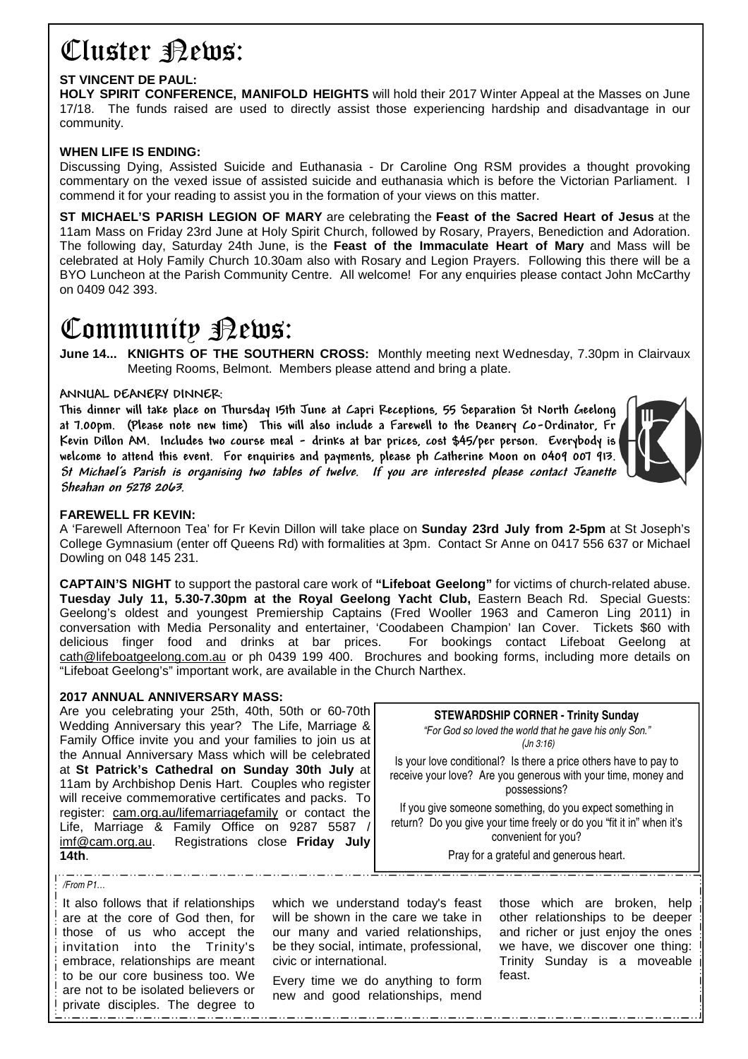# Cluster News:

**ST VINCENT DE PAUL:**
**HOLY SPIRIT CONFERENCE, MANIFOLD HEIGHTS** will hold their 2017 Winter Appeal at the Masses on June 17/18. The funds raised are used to directly assist those experiencing hardship and disadvantage in our community.

**WHEN LIFE IS ENDING:**
Discussing Dying, Assisted Suicide and Euthanasia - Dr Caroline Ong RSM provides a thought provoking commentary on the vexed issue of assisted suicide and euthanasia which is before the Victorian Parliament. I commend it for your reading to assist you in the formation of your views on this matter.

**ST MICHAEL'S PARISH LEGION OF MARY** are celebrating the **Feast of the Sacred Heart of Jesus** at the 11am Mass on Friday 23rd June at Holy Spirit Church, followed by Rosary, Prayers, Benediction and Adoration. The following day, Saturday 24th June, is the **Feast of the Immaculate Heart of Mary** and Mass will be celebrated at Holy Family Church 10.30am also with Rosary and Legion Prayers. Following this there will be a BYO Luncheon at the Parish Community Centre. All welcome! For any enquiries please contact John McCarthy on 0409 042 393.

# Community News:

**June 14... KNIGHTS OF THE SOUTHERN CROSS:** Monthly meeting next Wednesday, 7.30pm in Clairvaux Meeting Rooms, Belmont. Members please attend and bring a plate.

**ANNUAL DEANERY DINNER:**
**This dinner will take place on Thursday 15th June at Capri Receptions, 55 Separation St North Geelong at 7.00pm. (Please note new time) This will also include a Farewell to the Deanery Co-Ordinator, Fr Kevin Dillon AM. Includes two course meal - drinks at bar prices, cost $45/per person. Everybody is welcome to attend this event. For enquiries and payments, please ph Catherine Moon on 0409 007 913.** ***St Michael's Parish is organising two tables of twelve. If you are interested please contact Jeanette Sheahan on 5278 2063.***

**FAREWELL FR KEVIN:**
A 'Farewell Afternoon Tea' for Fr Kevin Dillon will take place on **Sunday 23rd July from 2-5pm** at St Joseph's College Gymnasium (enter off Queens Rd) with formalities at 3pm. Contact Sr Anne on 0417 556 637 or Michael Dowling on 048 145 231.

**CAPTAIN'S NIGHT** to support the pastoral care work of **"Lifeboat Geelong"** for victims of church-related abuse. **Tuesday July 11, 5.30-7.30pm at the Royal Geelong Yacht Club,** Eastern Beach Rd. Special Guests: Geelong's oldest and youngest Premiership Captains (Fred Wooller 1963 and Cameron Ling 2011) in conversation with Media Personality and entertainer, 'Coodabeen Champion' Ian Cover. Tickets $60 with delicious finger food and drinks at bar prices. For bookings contact Lifeboat Geelong at cath@lifeboatgeelong.com.au or ph 0439 199 400. Brochures and booking forms, including more details on "Lifeboat Geelong's" important work, are available in the Church Narthex.

**2017 ANNUAL ANNIVERSARY MASS:**
Are you celebrating your 25th, 40th, 50th or 60-70th Wedding Anniversary this year? The Life, Marriage & Family Office invite you and your families to join us at the Annual Anniversary Mass which will be celebrated at **St Patrick's Cathedral on Sunday 30th July** at 11am by Archbishop Denis Hart. Couples who register will receive commemorative certificates and packs. To register: cam.org.au/lifemarriagefamily or contact the Life, Marriage & Family Office on 9287 5587 / imf@cam.org.au. Registrations close **Friday July 14th**.

**STEWARDSHIP CORNER - Trinity Sunday**

*"For God so loved the world that he gave his only Son." (Jn 3:16)*

Is your love conditional? Is there a price others have to pay to receive your love? Are you generous with your time, money and possessions?

If you give someone something, do you expect something in return? Do you give your time freely or do you "fit it in" when it's convenient for you?

Pray for a grateful and generous heart.

*/From P1…*

It also follows that if relationships are at the core of God then, for those of us who accept the invitation into the Trinity's embrace, relationships are meant to be our core business too. We are not to be isolated believers or private disciples. The degree to which we understand today's feast will be shown in the care we take in our many and varied relationships, be they social, intimate, professional, civic or international.

Every time we do anything to form new and good relationships, mend those which are broken, help other relationships to be deeper and richer or just enjoy the ones we have, we discover one thing: Trinity Sunday is a moveable feast.